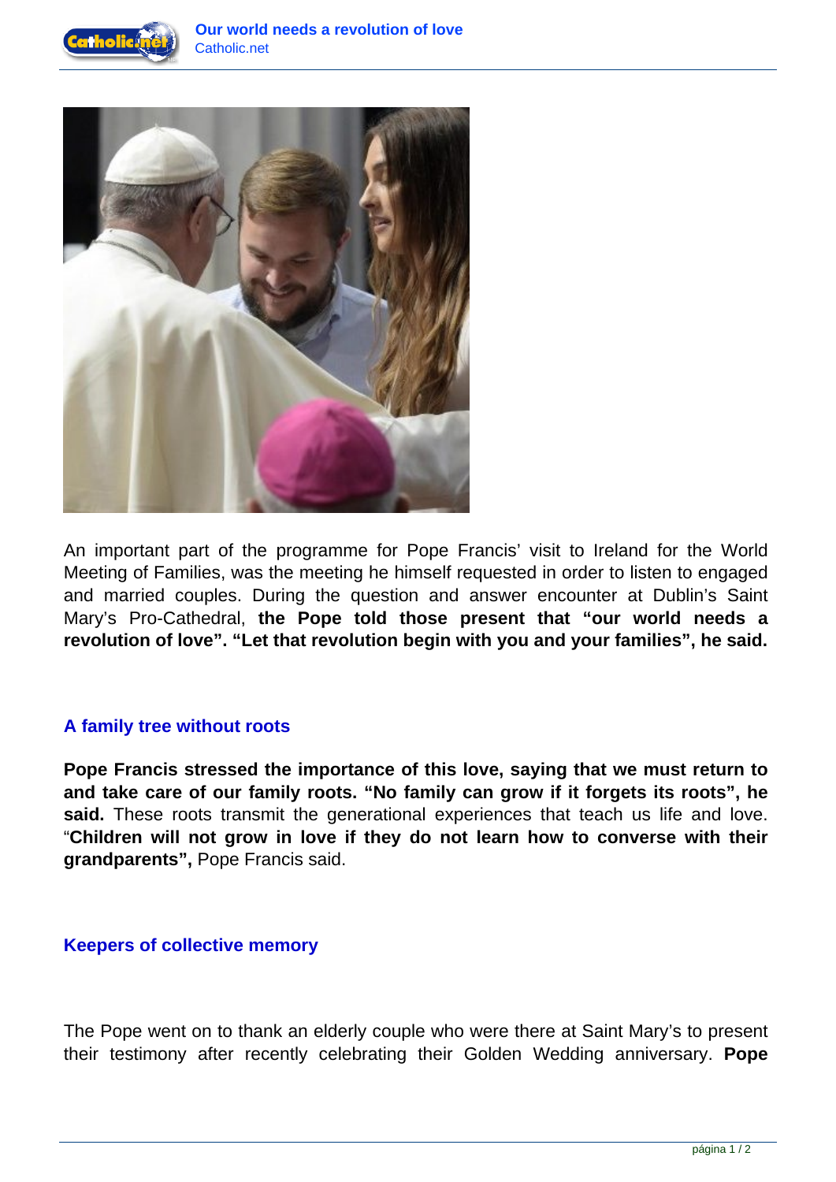An important part of the programme for Pope Francis' visit to Ireland for the World Meeting of Families, was the meeting he himself requested in order to listen to engaged and married couples. During the question and answer encounter at Dublin's Saint Mary's Pro-Cathedral, **the Pope told those present that "our world needs a revolution of love". "Let that revolution begin with you and your families", he said.**

## A family tree without roots

**Pope Francis stressed the importance of this love, saying that we must return to and take care of our family roots. "No family can grow if it forgets its roots", he said.** These roots transmit the generational experiences that teach us life and love. "**Children will not grow in love if they do not learn how to converse with their grandparents",** Pope Francis said.

## Keepers of collective memory

The Pope went on to thank an elderly couple who were there at Saint Mary's to present their testimony after recently celebrating their Golden Wedding anniversary. **Pope**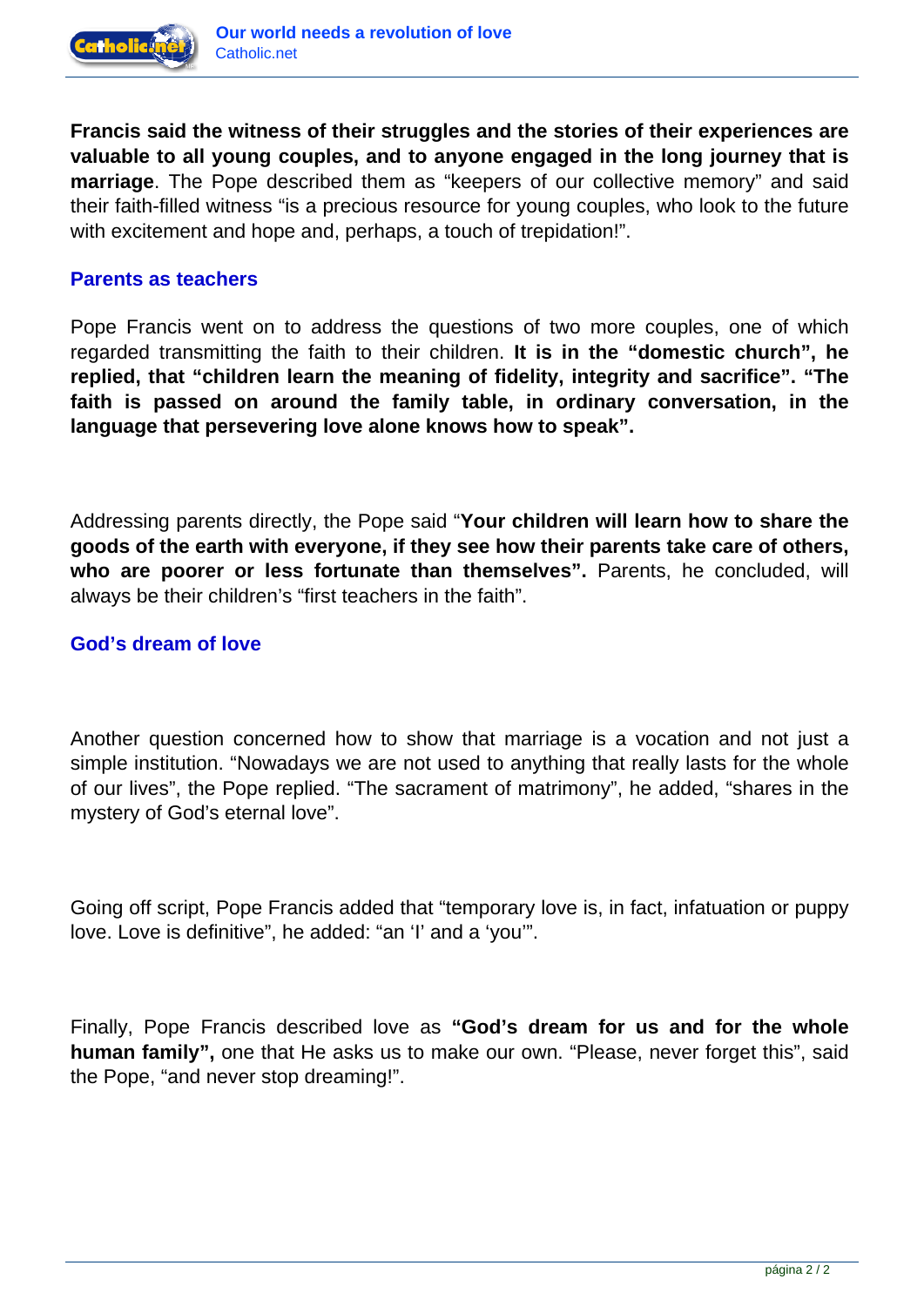**Francis said the witness of their struggles and the stories of their experiences are valuable to all young couples, and to anyone engaged in the long journey that is marriage**. The Pope described them as "keepers of our collective memory" and said their faith-filled witness "is a precious resource for young couples, who look to the future with excitement and hope and, perhaps, a touch of trepidation!".

## Parents as teachers

Pope Francis went on to address the questions of two more couples, one of which regarded transmitting the faith to their children. **It is in the "domestic church", he replied, that "children learn the meaning of fidelity, integrity and sacrifice". "The faith is passed on around the family table, in ordinary conversation, in the language that persevering love alone knows how to speak".**

Addressing parents directly, the Pope said "**Your children will learn how to share the goods of the earth with everyone, if they see how their parents take care of others, who are poorer or less fortunate than themselves".** Parents, he concluded, will always be their children's "first teachers in the faith".

## God's dream of love

Another question concerned how to show that marriage is a vocation and not just a simple institution. "Nowadays we are not used to anything that really lasts for the whole of our lives", the Pope replied. "The sacrament of matrimony", he added, "shares in the mystery of God's eternal love".

Going off script, Pope Francis added that "temporary love is, in fact, infatuation or puppy love. Love is definitive", he added: "an 'I' and a 'you'".

Finally, Pope Francis described love as **"God's dream for us and for the whole human family",** one that He asks us to make our own. "Please, never forget this", said the Pope, "and never stop dreaming!".